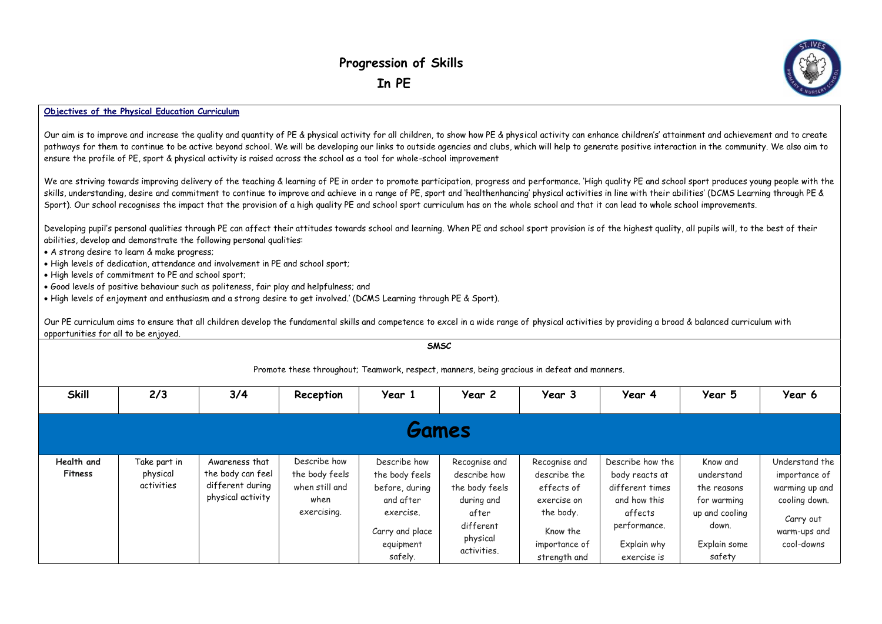# Progression of Skills

## In PE

**Objectives of the Physical Education Curriculum**

Our aim is to improve and increase the quality and quantity of PE & physical activity for all children, to show how PE & physical activity can enhance children's' attainment and achievement and to create pathways for them to continue to be active beyond school. We will be developing our links to outside agencies and clubs, which will help to generate positive interaction in the community. We also aim to ensure the profile of PE, sport & physical activity is raised across the school as a tool for whole-school improvement

We are striving towards improving delivery of the teaching & learning of PE in order to promote participation, progress and performance. 'High quality PE and school sport produces young people with the skills, understanding, desire and commitment to continue to improve and achieve in a range of PE, sport and 'healthenhancing' physical activities in line with their abilities' (DCMS Learning through PE & Sport). Our school recognises the impact that the provision of a high quality PE and school sport curriculum has on the whole school and that it can lead to whole school improvements.

Developing pupil's personal qualities through PE can affect their attitudes towards school and learning. When PE and school sport provision is of the highest quality, all pupils will, to the best of their abilities, develop and demonstrate the following personal qualities:

- A strong desire to learn & make progress;
- High levels of dedication, attendance and involvement in PE and school sport;
- High levels of commitment to PE and school sport;
- Good levels of positive behaviour such as politeness, fair play and helpfulness; and
- High levels of enjoyment and enthusiasm and a strong desire to get involved.' (DCMS Learning through PE & Sport).

Our PE curriculum aims to ensure that all children develop the fundamental skills and competence to excel in a wide range of physical activities by providing a broad & balanced curriculum with opportunities for all to be enjoyed.

**SMSC**

Promote these throughout; Teamwork, respect, manners, being gracious in defeat and manners.

| Skill | 2/3 | 3/4 | Reception | Year 1 | Year 2 | Year 3 | Year 4 | Year 5 | Year 6 |
|---|---|---|---|---|---|---|---|---|---|
| **Games** | | | | | | | | | |
| **Health and Fitness** | Take part in physical activities | Awareness that the body can feel different during physical activity | Describe how the body feels when still and when exercising. | Describe how the body feels before, during and after exercise. Carry and place equipment safely. | Recognise and describe how the body feels during and after different physical activities. | Recognise and describe the effects of exercise on the body. Know the importance of strength and | Describe how the body reacts at different times and how this affects performance. Explain why exercise is | Know and understand the reasons for warming up and cooling down. Explain some safety | Understand the importance of warming up and cooling down. Carry out warm-ups and cool-downs |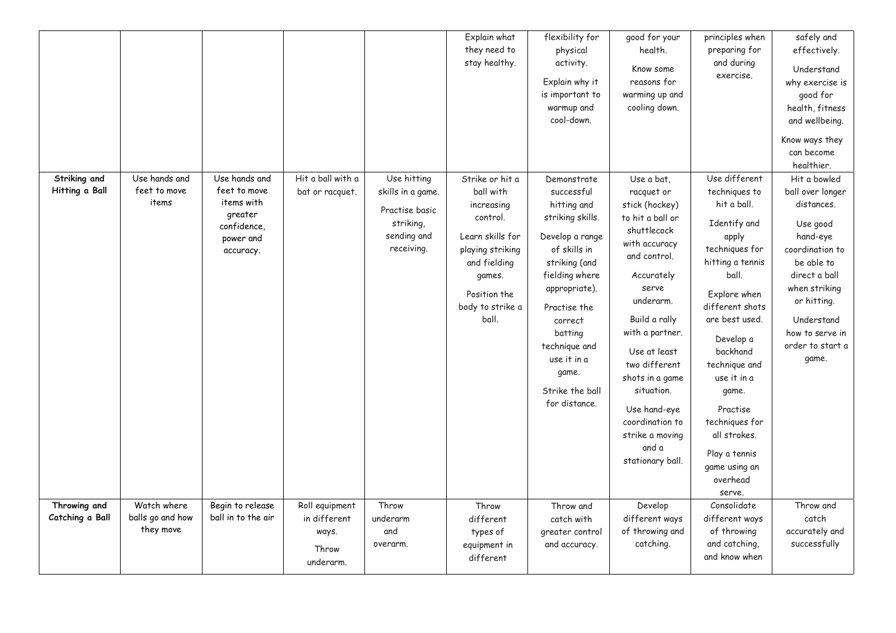| | | | | | | | | | |
|---|---|---|---|---|---|---|---|---|---|
| | | | | | Explain what they need to stay healthy. | flexibility for physical activity. Explain why it is important to warmup and cool-down. | good for your health. Know some reasons for warming up and cooling down. | principles when preparing for and during exercise. | safely and effectively. Understand why exercise is good for health, fitness and wellbeing. Know ways they can become healthier. |
| **Striking and Hitting a Ball** | Use hands and feet to move items | Use hands and feet to move items with greater confidence, power and accuracy. | Hit a ball with a bat or racquet. | Use hitting skills in a game. Practise basic striking, sending and receiving. | Strike or hit a ball with increasing control. Learn skills for playing striking and fielding games. Position the body to strike a ball. | Demonstrate successful hitting and striking skills. Develop a range of skills in striking (and fielding where appropriate). Practise the correct batting technique and use it in a game. Strike the ball for distance. | Use a bat, racquet or stick (hockey) to hit a ball or shuttlecock with accuracy and control. Accurately serve underarm. Build a rally with a partner. Use at least two different shots in a game situation. Use hand-eye coordination to strike a moving and a stationary ball. | Use different techniques to hit a ball. Identify and apply techniques for hitting a tennis ball. Explore when different shots are best used. Develop a backhand technique and use it in a game. Practise techniques for all strokes. Play a tennis game using an overhead serve. | Hit a bowled ball over longer distances. Use good hand-eye coordination to be able to direct a ball when striking or hitting. Understand how to serve in order to start a game. |
| **Throwing and Catching a Ball** | Watch where balls go and how they move | Begin to release ball in to the air | Roll equipment in different ways. Throw underarm. | Throw underarm and overarm. | Throw different types of equipment in different | Throw and catch with greater control and accuracy. | Develop different ways of throwing and catching. | Consolidate different ways of throwing and catching, and know when | Throw and catch accurately and successfully |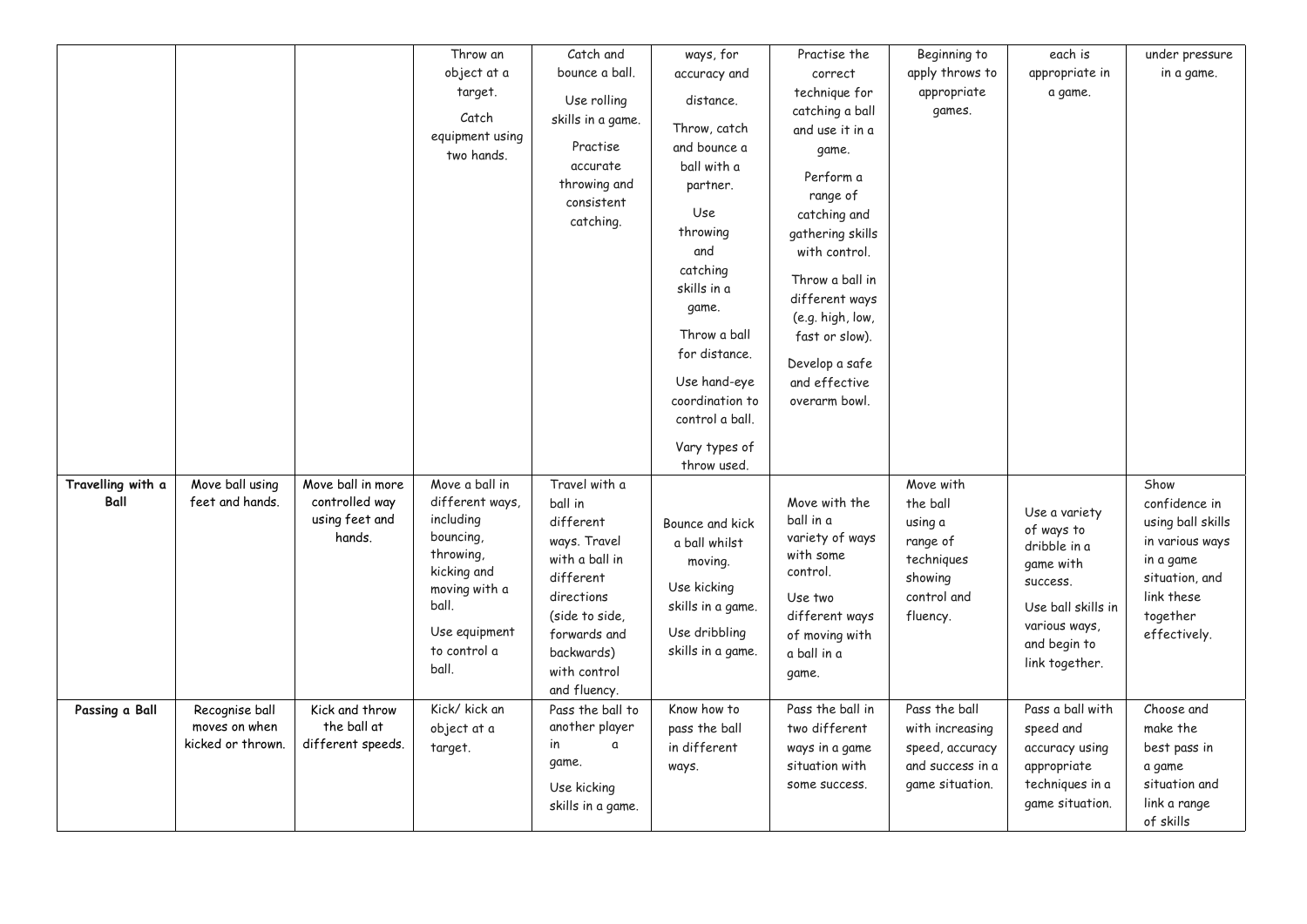| | | | | | | | | | |
|---|---|---|---|---|---|---|---|---|---|
| | | | Throw an object at a target. Catch equipment using two hands. | Catch and bounce a ball. Use rolling skills in a game. Practise accurate throwing and consistent catching. | ways, for accuracy and distance. Throw, catch and bounce a ball with a partner. Use throwing and catching skills in a game. Throw a ball for distance. Use hand-eye coordination to control a ball. Vary types of throw used. | Practise the correct technique for catching a ball and use it in a game. Perform a range of catching and gathering skills with control. Throw a ball in different ways (e.g. high, low, fast or slow). Develop a safe and effective overarm bowl. | Beginning to apply throws to appropriate games. | each is appropriate in a game. | under pressure in a game. |
| **Travelling with a Ball** | Move ball using feet and hands. | Move ball in more controlled way using feet and hands. | Move a ball in different ways, including bouncing, throwing, kicking and moving with a ball. Use equipment to control a ball. | Travel with a ball in different ways. Travel with a ball in different directions (side to side, forwards and backwards) with control and fluency. | Bounce and kick a ball whilst moving. Use kicking skills in a game. Use dribbling skills in a game. | Move with the ball in a variety of ways with some control. Use two different ways of moving with a ball in a game. | Move with the ball using a range of techniques showing control and fluency. | Use a variety of ways to dribble in a game with success. Use ball skills in various ways, and begin to link together. | Show confidence in using ball skills in various ways in a game situation, and link these together effectively. |
| **Passing a Ball** | Recognise ball moves on when kicked or thrown. | Kick and throw the ball at different speeds. | Kick/ kick an object at a target. | Pass the ball to another player in a game. Use kicking skills in a game. | Know how to pass the ball in different ways. | Pass the ball in two different ways in a game situation with some success. | Pass the ball with increasing speed, accuracy and success in a game situation. | Pass a ball with speed and accuracy using appropriate techniques in a game situation. | Choose and make the best pass in a game situation and link a range of skills |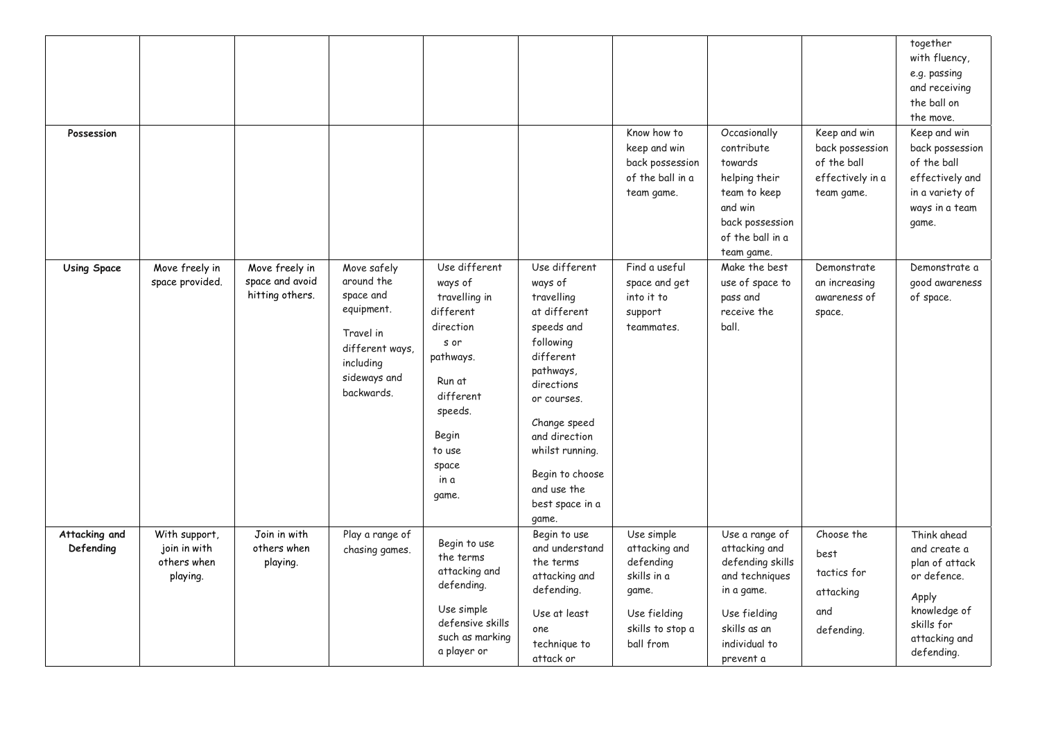| | | | | | | | | | |
|---|---|---|---|---|---|---|---|---|---|
| | | | | | | | | | together with fluency, e.g. passing and receiving the ball on the move. |
| **Possession** | | | | | | Know how to keep and win back possession of the ball in a team game. | Occasionally contribute towards helping their team to keep and win back possession of the ball in a team game. | Keep and win back possession of the ball effectively in a team game. | Keep and win back possession of the ball effectively and in a variety of ways in a team game. |
| **Using Space** | Move freely in space provided. | Move freely in space and avoid hitting others. | Move safely around the space and equipment. Travel in different ways, including sideways and backwards. | Use different ways of travelling in different direction s or pathways. Run at different speeds. Begin to use space in a game. | Use different ways of travelling at different speeds and following different pathways, directions or courses. Change speed and direction whilst running. Begin to choose and use the best space in a game. | Find a useful space and get into it to support teammates. | Make the best use of space to pass and receive the ball. | Demonstrate an increasing awareness of space. | Demonstrate a good awareness of space. |
| **Attacking and Defending** | With support, join in with others when playing. | Join in with others when playing. | Play a range of chasing games. | Begin to use the terms attacking and defending. Use simple defensive skills such as marking a player or | Begin to use and understand the terms attacking and defending. Use at least one technique to attack or | Use simple attacking and defending skills in a game. Use fielding skills to stop a ball from | Use a range of attacking and defending skills and techniques in a game. Use fielding skills as an individual to prevent a | Choose the best tactics for attacking and defending. | Think ahead and create a plan of attack or defence. Apply knowledge of skills for attacking and defending. |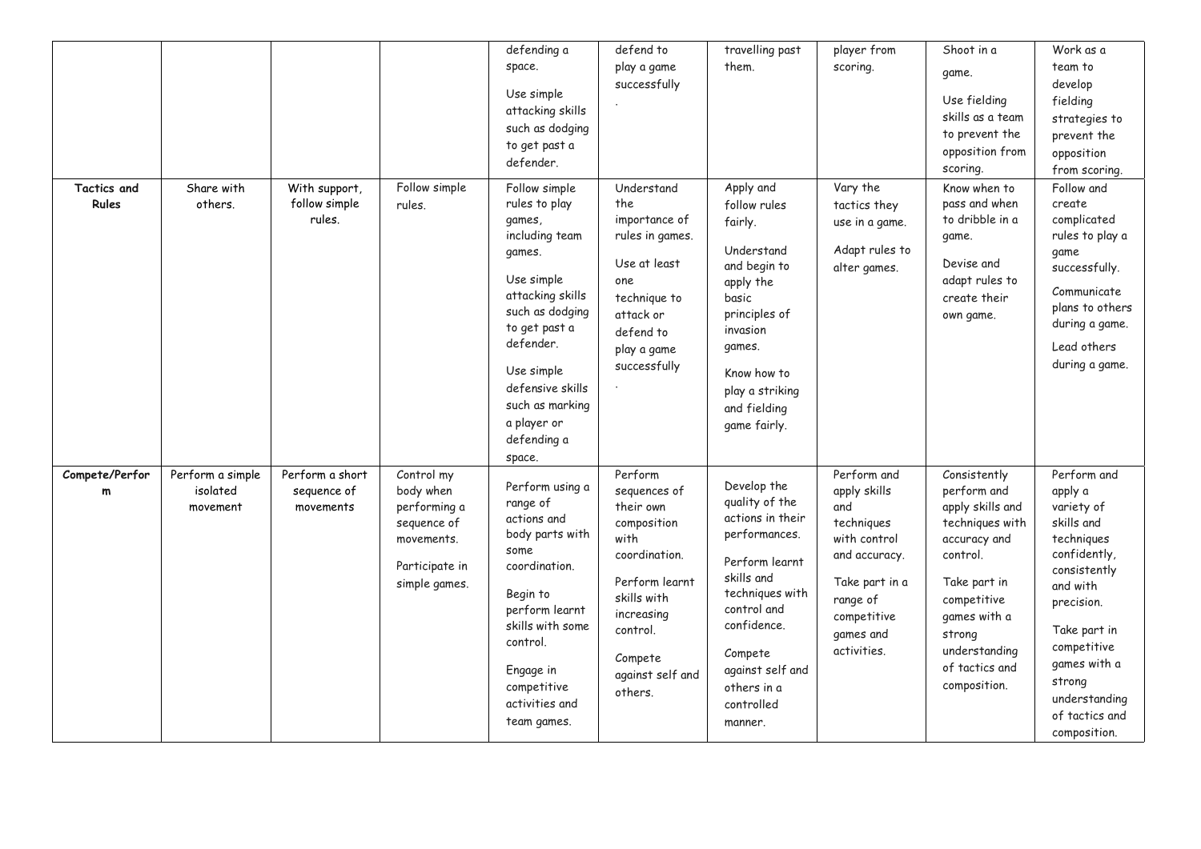| | | | | | | | | | |
|---|---|---|---|---|---|---|---|---|---|
| | | | | defending a space.<br><br>Use simple attacking skills such as dodging to get past a defender. | defend to play a game successfully<br>. | travelling past them. | player from scoring. | Shoot in a game.<br><br>Use fielding skills as a team to prevent the opposition from scoring. | Work as a team to develop fielding strategies to prevent the opposition from scoring. |
| **Tactics and Rules** | Share with others. | With support, follow simple rules. | Follow simple rules. | Follow simple rules to play games, including team games.<br><br>Use simple attacking skills such as dodging to get past a defender.<br><br>Use simple defensive skills such as marking a player or defending a space. | Understand the importance of rules in games.<br><br>Use at least one technique to attack or defend to play a game successfully<br>. | Apply and follow rules fairly.<br><br>Understand and begin to apply the basic principles of invasion games.<br><br>Know how to play a striking and fielding game fairly. | Vary the tactics they use in a game.<br><br>Adapt rules to alter games. | Know when to pass and when to dribble in a game.<br><br>Devise and adapt rules to create their own game. | Follow and create complicated rules to play a game successfully.<br><br>Communicate plans to others during a game.<br><br>Lead others during a game. |
| **Compete/Perform** | Perform a simple isolated movement | Perform a short sequence of movements | Control my body when performing a sequence of movements.<br><br>Participate in simple games. | Perform using a range of actions and body parts with some coordination.<br><br>Begin to perform learnt skills with some control.<br><br>Engage in competitive activities and team games. | Perform sequences of their own composition with coordination.<br><br>Perform learnt skills with increasing control.<br><br>Compete against self and others. | Develop the quality of the actions in their performances.<br><br>Perform learnt skills and techniques with control and confidence.<br><br>Compete against self and others in a controlled manner. | Perform and apply skills and techniques with control and accuracy.<br><br>Take part in a range of competitive games and activities. | Consistently perform and apply skills and techniques with accuracy and control.<br><br>Take part in competitive games with a strong understanding of tactics and composition. | Perform and apply a variety of skills and techniques confidently, consistently and with precision.<br><br>Take part in competitive games with a strong understanding of tactics and composition. |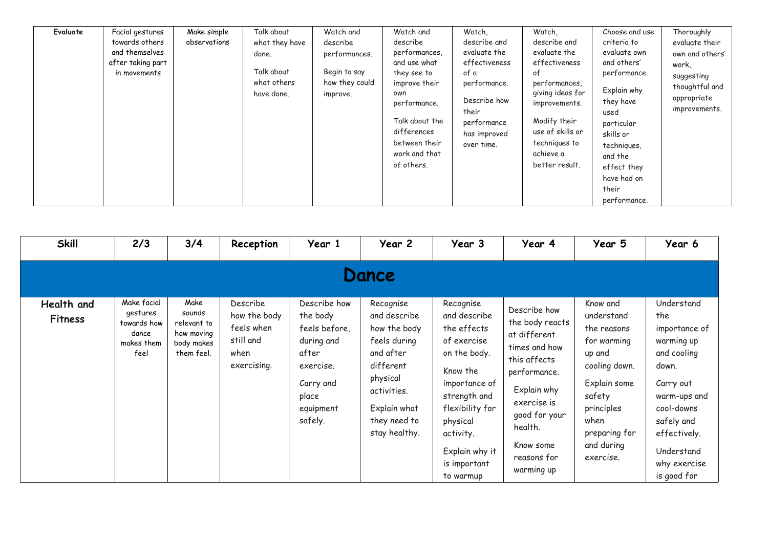| Evaluate | Facial gestures towards others and themselves after taking part in movements | Make simple observations | Talk about what they have done. Talk about what others have done. | Watch and describe performances. Begin to say how they could improve. | Watch and describe performances, and use what they see to improve their own performance. Talk about the differences between their work and that of others. | Watch, describe and evaluate the effectiveness of a performance. Describe how their performance has improved over time. | Watch, describe and evaluate the effectiveness of performances, giving ideas for improvements. Modify their use of skills or techniques to achieve a better result. | Choose and use criteria to evaluate own and others' performance. Explain why they have used particular skills or techniques, and the effect they have had on their performance. | Thoroughly evaluate their own and others' work, suggesting thoughtful and appropriate improvements. |
|---|---|---|---|---|---|---|---|---|---|

| Skill | 2/3 | 3/4 | Reception | Year 1 | Year 2 | Year 3 | Year 4 | Year 5 | Year 6 |
|---|---|---|---|---|---|---|---|---|---|
| **Dance** | | | | | | | | | |
| **Health and Fitness** | Make facial gestures towards how dance makes them feel | Make sounds relevant to how moving body makes them feel. | Describe how the body feels when still and when exercising. | Describe how the body feels before, during and after exercise. Carry and place equipment safely. | Recognise and describe how the body feels during and after different physical activities. Explain what they need to stay healthy. | Recognise and describe the effects of exercise on the body. Know the importance of strength and flexibility for physical activity. Explain why it is important to warmup | Describe how the body reacts at different times and how this affects performance. Explain why exercise is good for your health. Know some reasons for warming up | Know and understand the reasons for warming up and cooling down. Explain some safety principles when preparing for and during exercise. | Understand the importance of warming up and cooling down. Carry out warm-ups and cool-downs safely and effectively. Understand why exercise is good for |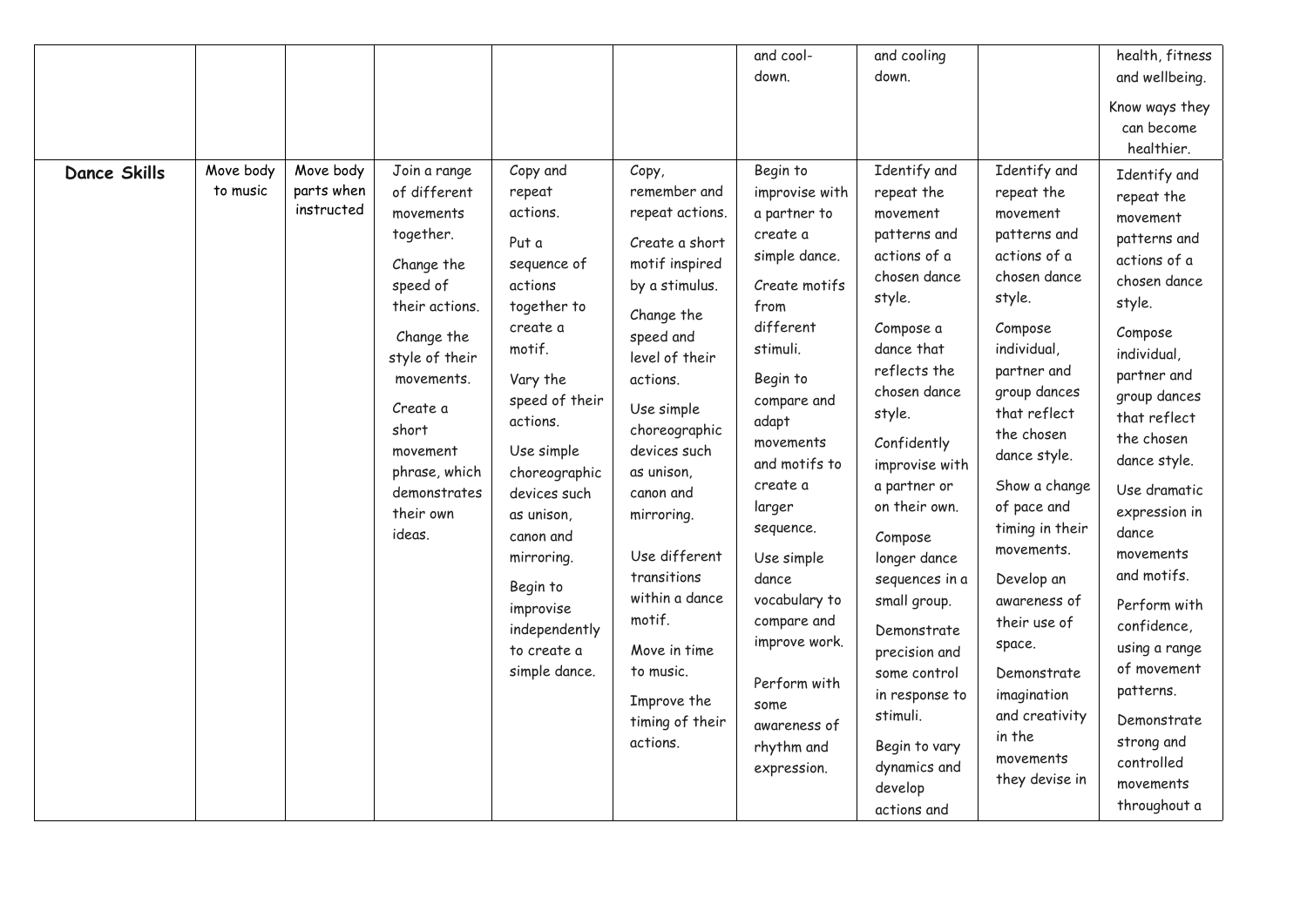| | | | | | | | | | |
|---|---|---|---|---|---|---|---|---|---|
| | | | | | | and cool-down. | and cooling down. | | health, fitness and wellbeing. Know ways they can become healthier. |
| **Dance Skills** | Move body to music | Move body parts when instructed | Join a range of different movements together. Change the speed of their actions. Change the style of their movements. Create a short movement phrase, which demonstrates their own ideas. | Copy and repeat actions. Put a sequence of actions together to create a motif. Vary the speed of their actions. Use simple choreographic devices such as unison, canon and mirroring. Begin to improvise independently to create a simple dance. | Copy, remember and repeat actions. Create a short motif inspired by a stimulus. Change the speed and level of their actions. Use simple choreographic devices such as unison, canon and mirroring. Use different transitions within a dance motif. Move in time to music. Improve the timing of their actions. | Begin to improvise with a partner to create a simple dance. Create motifs from different stimuli. Begin to compare and adapt movements and motifs to create a larger sequence. Use simple dance vocabulary to compare and improve work. Perform with some awareness of rhythm and expression. | Identify and repeat the movement patterns and actions of a chosen dance style. Compose a dance that reflects the chosen dance style. Confidently improvise with a partner or on their own. Compose longer dance sequences in a small group. Demonstrate precision and some control in response to stimuli. Begin to vary dynamics and develop actions and | Identify and repeat the movement patterns and actions of a chosen dance style. Compose individual, partner and group dances that reflect the chosen dance style. Show a change of pace and timing in their movements. Develop an awareness of their use of space. Demonstrate imagination and creativity in the movements they devise in | Identify and repeat the movement patterns and actions of a chosen dance style. Compose individual, partner and group dances that reflect the chosen dance style. Use dramatic expression in dance movements and motifs. Perform with confidence, using a range of movement patterns. Demonstrate strong and controlled movements throughout a |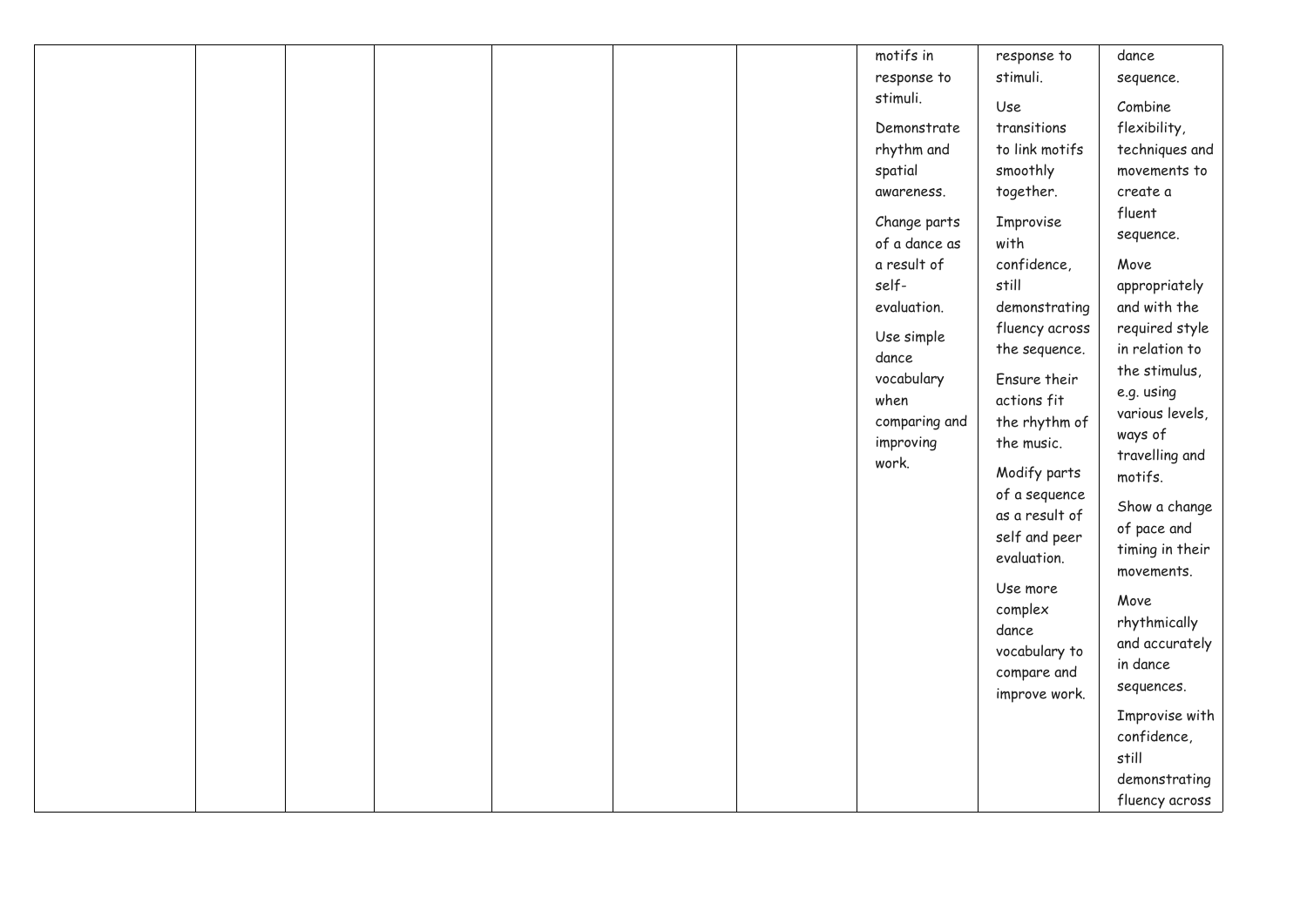| | | | | | | | | | |
|---|---|---|---|---|---|---|---|---|---|
| | | | | | | | motifs in response to stimuli.<br><br>Demonstrate rhythm and spatial awareness.<br><br>Change parts of a dance as a result of self-evaluation.<br><br>Use simple dance vocabulary when comparing and improving work. | response to stimuli.<br><br>Use transitions to link motifs smoothly together.<br><br>Improvise with confidence, still demonstrating fluency across the sequence.<br><br>Ensure their actions fit the rhythm of the music.<br><br>Modify parts of a sequence as a result of self and peer evaluation.<br><br>Use more complex dance vocabulary to compare and improve work. | dance sequence.<br><br>Combine flexibility, techniques and movements to create a fluent sequence.<br><br>Move appropriately and with the required style in relation to the stimulus, e.g. using various levels, ways of travelling and motifs.<br><br>Show a change of pace and timing in their movements.<br><br>Move rhythmically and accurately in dance sequences.<br><br>Improvise with confidence, still demonstrating fluency across |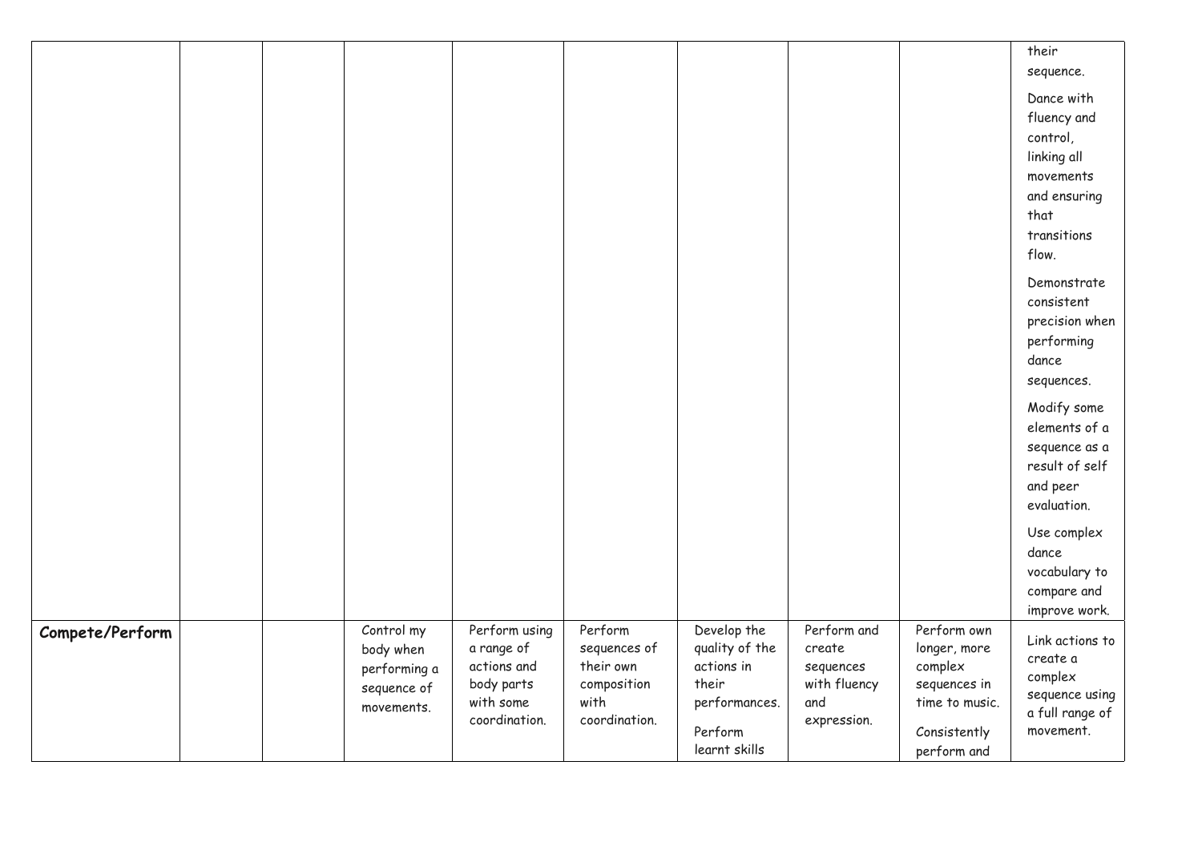| | | | | | | | | | |
|---|---|---|---|---|---|---|---|---|---|
| | | | | | | | | | their sequence. Dance with fluency and control, linking all movements and ensuring that transitions flow. Demonstrate consistent precision when performing dance sequences. Modify some elements of a sequence as a result of self and peer evaluation. Use complex dance vocabulary to compare and improve work. |
| **Compete/Perform** | | | Control my body when performing a sequence of movements. | Perform using a range of actions and body parts with some coordination. | Perform sequences of their own composition with coordination. | Develop the quality of the actions in their performances. Perform learnt skills | Perform and create sequences with fluency and expression. | Perform own longer, more complex sequences in time to music. Consistently perform and | Link actions to create a complex sequence using a full range of movement. |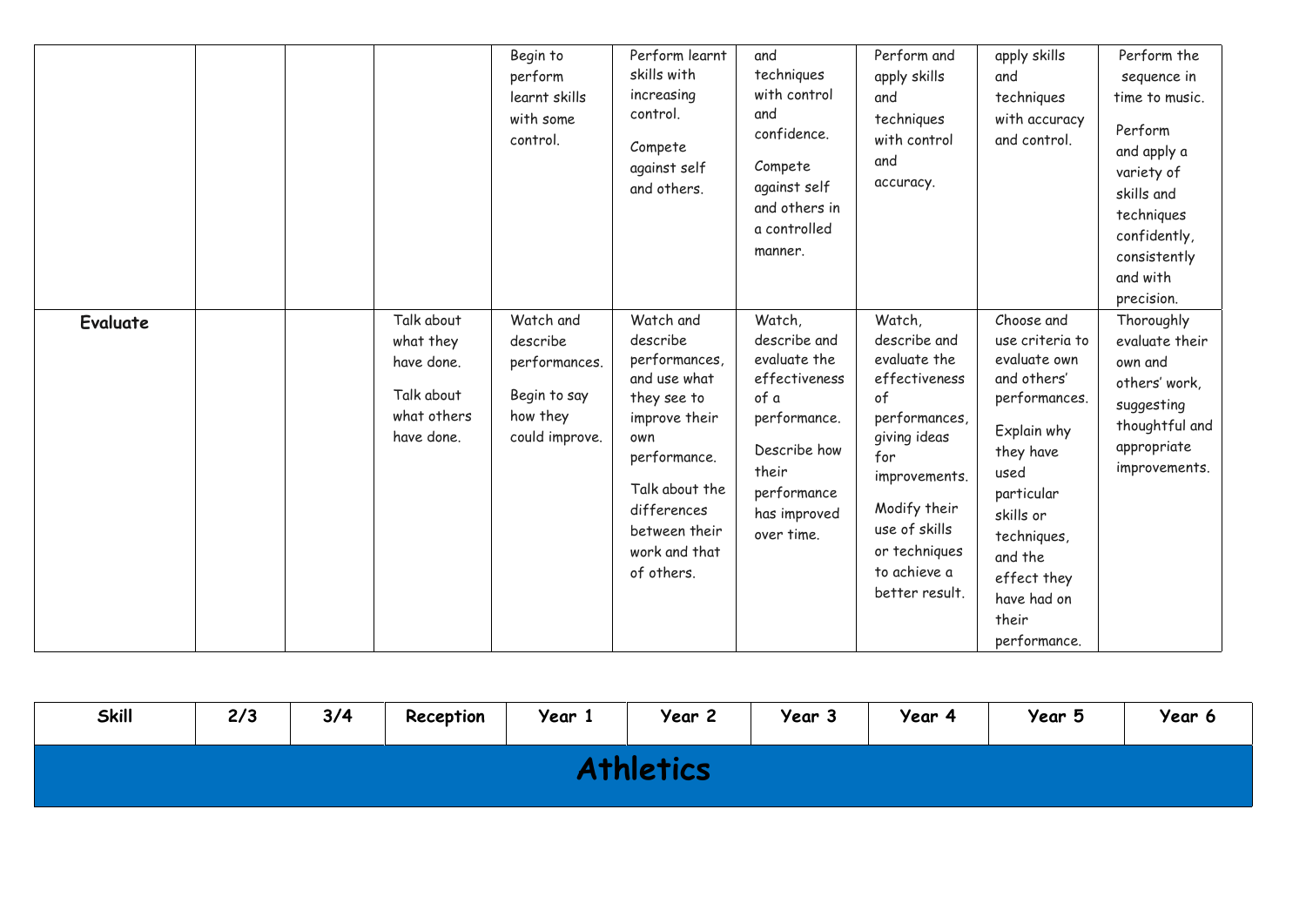| | | | | | | | | | |
|---|---|---|---|---|---|---|---|---|---|
| | | | | Begin to perform learnt skills with some control. | Perform learnt skills with increasing control. Compete against self and others. | and techniques with control and confidence. Compete against self and others in a controlled manner. | Perform and apply skills and techniques with control and accuracy. | apply skills and techniques with accuracy and control. | Perform the sequence in time to music. Perform and apply a variety of skills and techniques confidently, consistently and with precision. |
| **Evaluate** | | | Talk about what they have done. Talk about what others have done. | Watch and describe performances. Begin to say how they could improve. | Watch and describe performances, and use what they see to improve their own performance. Talk about the differences between their work and that of others. | Watch, describe and evaluate the effectiveness of a performance. Describe how their performance has improved over time. | Watch, describe and evaluate the effectiveness of performances, giving ideas for improvements. Modify their use of skills or techniques to achieve a better result. | Choose and use criteria to evaluate own and others' performances. Explain why they have used particular skills or techniques, and the effect they have had on their performance. | Thoroughly evaluate their own and others' work, suggesting thoughtful and appropriate improvements. |

| Skill | 2/3 | 3/4 | Reception | Year 1 | Year 2 | Year 3 | Year 4 | Year 5 | Year 6 |
|---|---|---|---|---|---|---|---|---|---|
| **Athletics** | | | | | | | | | |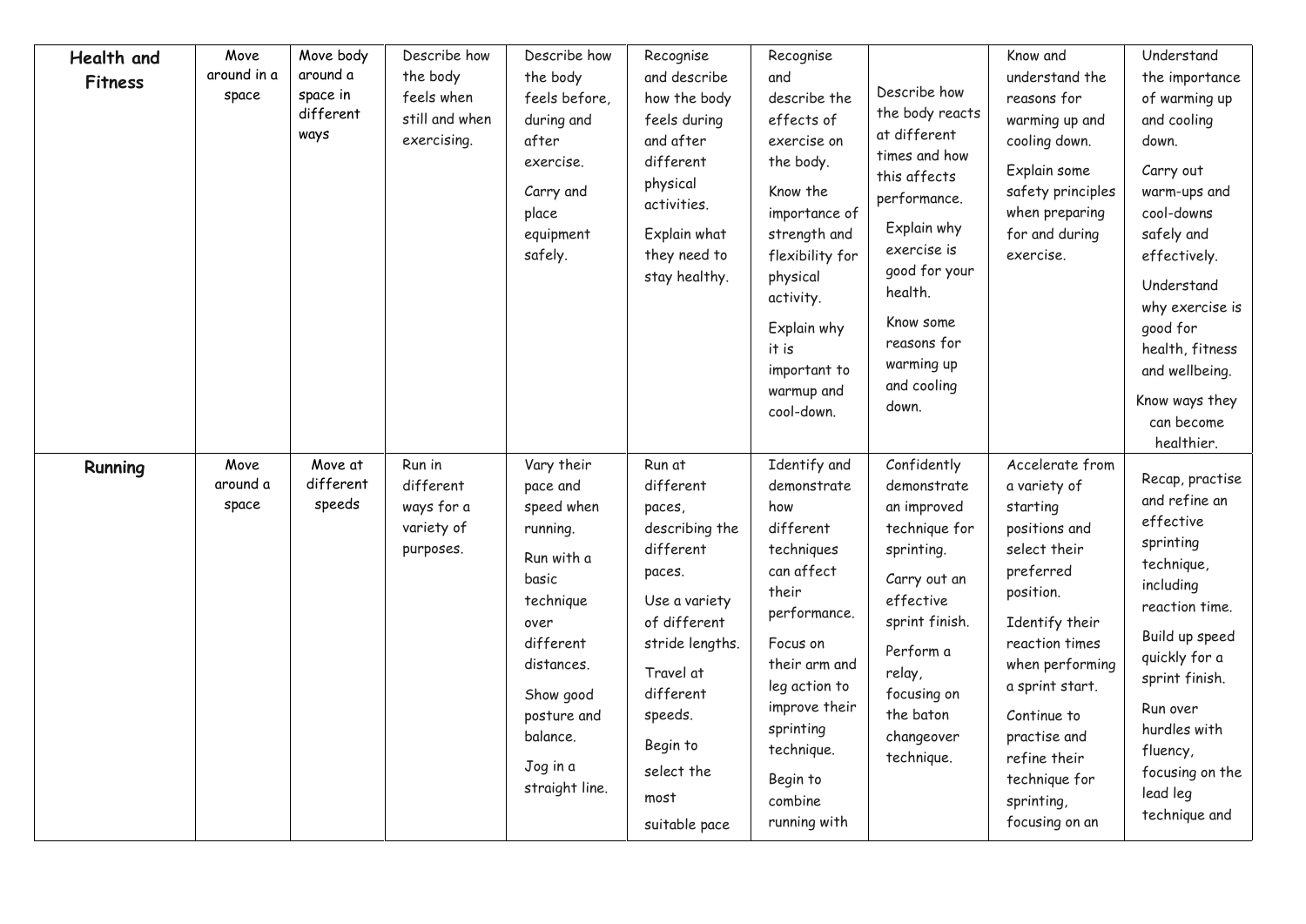| Health and Fitness | Move around in a space | Move body around a space in different ways | Describe how the body feels when still and when exercising. | Describe how the body feels before, during and after exercise. Carry and place equipment safely. | Recognise and describe how the body feels during and after different physical activities. Explain what they need to stay healthy. | Recognise and describe the effects of exercise on the body. Know the importance of strength and flexibility for physical activity. Explain why it is important to warmup and cool-down. | Describe how the body reacts at different times and how this affects performance. Explain why exercise is good for your health. Know some reasons for warming up and cooling down. | Know and understand the reasons for warming up and cooling down. Explain some safety principles when preparing for and during exercise. | Understand the importance of warming up and cooling down. Carry out warm-ups and cool-downs safely and effectively. Understand why exercise is good for health, fitness and wellbeing. Know ways they can become healthier. |
|---|---|---|---|---|---|---|---|---|---|
| **Running** | Move around a space | Move at different speeds | Run in different ways for a variety of purposes. | Vary their pace and speed when running. Run with a basic technique over different distances. Show good posture and balance. Jog in a straight line. | Run at different paces, describing the different paces. Use a variety of different stride lengths. Travel at different speeds. Begin to select the most suitable pace | Identify and demonstrate how different techniques can affect their performance. Focus on their arm and leg action to improve their sprinting technique. Begin to combine running with | Confidently demonstrate an improved technique for sprinting. Carry out an effective sprint finish. Perform a relay, focusing on the baton changeover technique. | Accelerate from a variety of starting positions and select their preferred position. Identify their reaction times when performing a sprint start. Continue to practise and refine their technique for sprinting, focusing on an | Recap, practise and refine an effective sprinting technique, including reaction time. Build up speed quickly for a sprint finish. Run over hurdles with fluency, focusing on the lead leg technique and |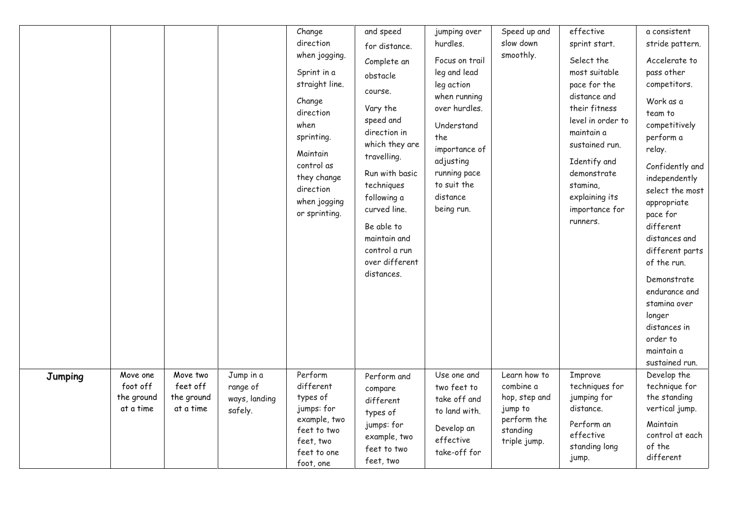| | | | | | | | | | |
|---|---|---|---|---|---|---|---|---|---|
| | | | | Change direction when jogging. Sprint in a straight line. Change direction when sprinting. Maintain control as they change direction when jogging or sprinting. | and speed for distance. Complete an obstacle course. Vary the speed and direction in which they are travelling. Run with basic techniques following a curved line. Be able to maintain and control a run over different distances. | jumping over hurdles. Focus on trail leg and lead leg action when running over hurdles. Understand the importance of adjusting running pace to suit the distance being run. | Speed up and slow down smoothly. | effective sprint start. Select the most suitable pace for the distance and their fitness level in order to maintain a sustained run. Identify and demonstrate stamina, explaining its importance for runners. | a consistent stride pattern. Accelerate to pass other competitors. Work as a team to competitively perform a relay. Confidently and independently select the most appropriate pace for different distances and different parts of the run. Demonstrate endurance and stamina over longer distances in order to maintain a sustained run. |
| **Jumping** | Move one foot off the ground at a time | Move two feet off the ground at a time | Jump in a range of ways, landing safely. | Perform different types of jumps: for example, two feet to two feet, two feet to one foot, one | Perform and compare different types of jumps: for example, two feet to two feet, two | Use one and two feet to take off and to land with. Develop an effective take-off for | Learn how to combine a hop, step and jump to perform the standing triple jump. | Improve techniques for jumping for distance. Perform an effective standing long jump. | Develop the technique for the standing vertical jump. Maintain control at each of the different |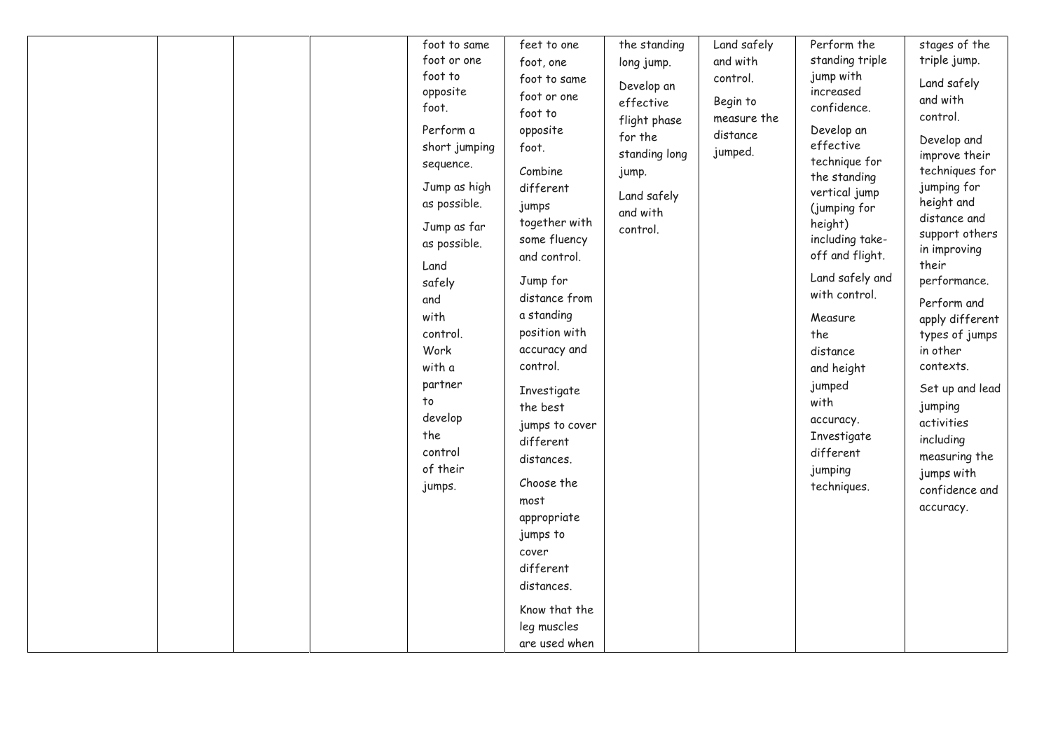|  |  |  |  | foot to same foot or one foot to opposite foot.<br>Perform a short jumping sequence.<br>Jump as high as possible.<br>Jump as far as possible.<br>Land safely and with control. Work with a partner to develop the control of their jumps. | feet to one foot, one foot to same foot or one foot to opposite foot.<br>Combine different jumps together with some fluency and control.<br>Jump for distance from a standing position with accuracy and control.<br>Investigate the best jumps to cover different distances.<br>Choose the most appropriate jumps to cover different distances.<br>Know that the leg muscles are used when | the standing long jump.<br>Develop an effective flight phase for the standing long jump.<br>Land safely and with control. | Land safely and with control.<br>Begin to measure the distance jumped. | Perform the standing triple jump with increased confidence.<br>Develop an effective technique for the standing vertical jump (jumping for height) including take-off and flight.<br>Land safely and with control.<br>Measure the distance and height jumped with accuracy. Investigate different jumping techniques. | stages of the triple jump.<br>Land safely and with control.<br>Develop and improve their techniques for jumping for height and distance and support others in improving their performance.<br>Perform and apply different types of jumps in other contexts.<br>Set up and lead jumping activities including measuring the jumps with confidence and accuracy. |
|---|---|---|---|---|---|---|---|---|---|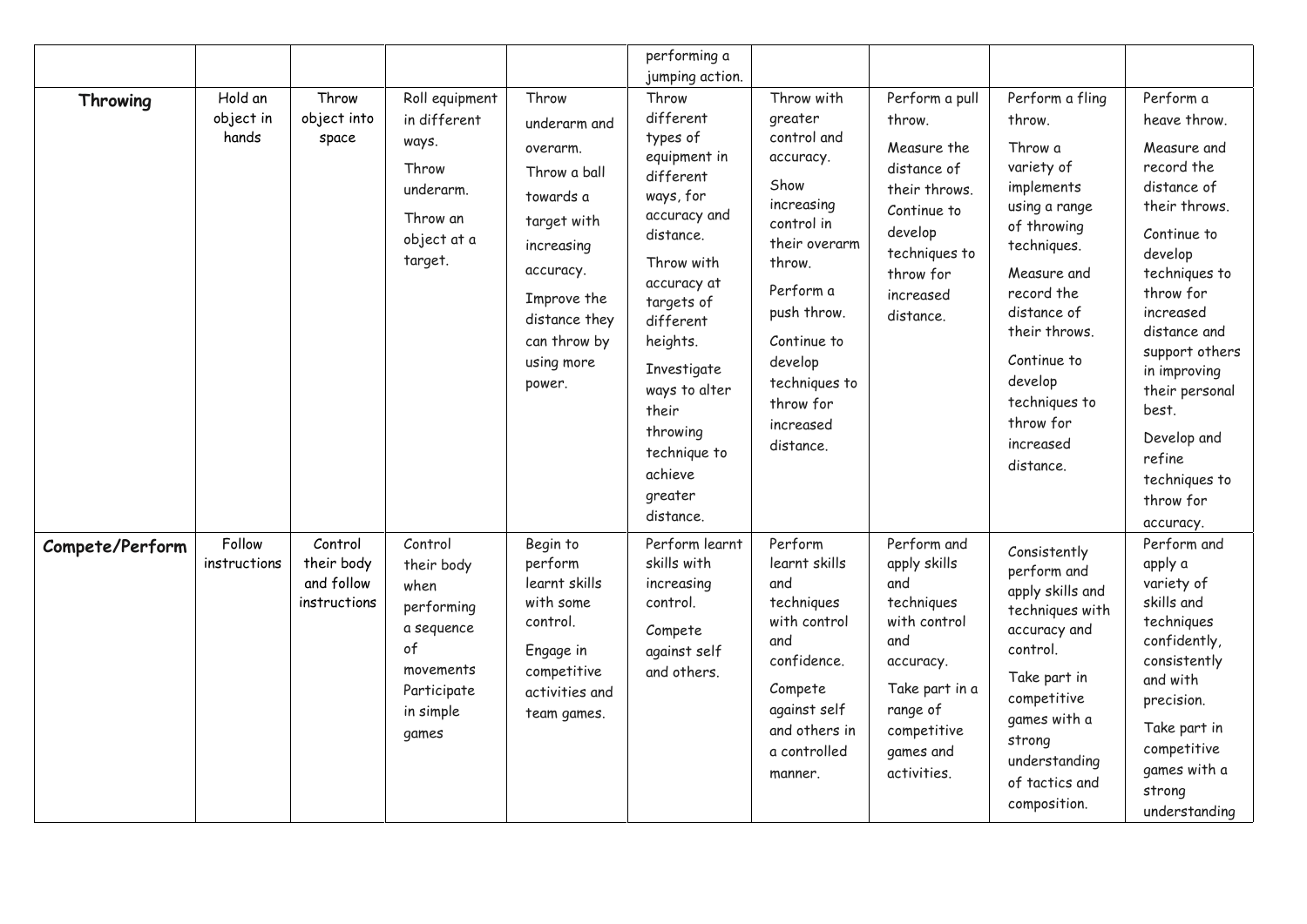| | | | | | | | | | |
|---|---|---|---|---|---|---|---|---|---|
| | | | | | performing a jumping action. | | | | |
| **Throwing** | Hold an object in hands | Throw object into space | Roll equipment in different ways. Throw underarm. Throw an object at a target. | Throw underarm and overarm. Throw a ball towards a target with increasing accuracy. Improve the distance they can throw by using more power. | Throw different types of equipment in different ways, for accuracy and distance. Throw with accuracy at targets of different heights. Investigate ways to alter their throwing technique to achieve greater distance. | Throw with greater control and accuracy. Show increasing control in their overarm throw. Perform a push throw. Continue to develop techniques to throw for increased distance. | Perform a pull throw. Measure the distance of their throws. Continue to develop techniques to throw for increased distance. | Perform a fling throw. Throw a variety of implements using a range of throwing techniques. Measure and record the distance of their throws. Continue to develop techniques to throw for increased distance. | Perform a heave throw. Measure and record the distance of their throws. Continue to develop techniques to throw for increased distance and support others in improving their personal best. Develop and refine techniques to throw for accuracy. |
| **Compete/Perform** | Follow instructions | Control their body and follow instructions | Control their body when performing a sequence of movements Participate in simple games | Begin to perform learnt skills with some control. Engage in competitive activities and team games. | Perform learnt skills with increasing control. Compete against self and others. | Perform learnt skills and techniques with control and confidence. Compete against self and others in a controlled manner. | Perform and apply skills and techniques with control and accuracy. Take part in a range of competitive games and activities. | Consistently perform and apply skills and techniques with accuracy and control. Take part in competitive games with a strong understanding of tactics and composition. | Perform and apply a variety of skills and techniques confidently, consistently and with precision. Take part in competitive games with a strong understanding |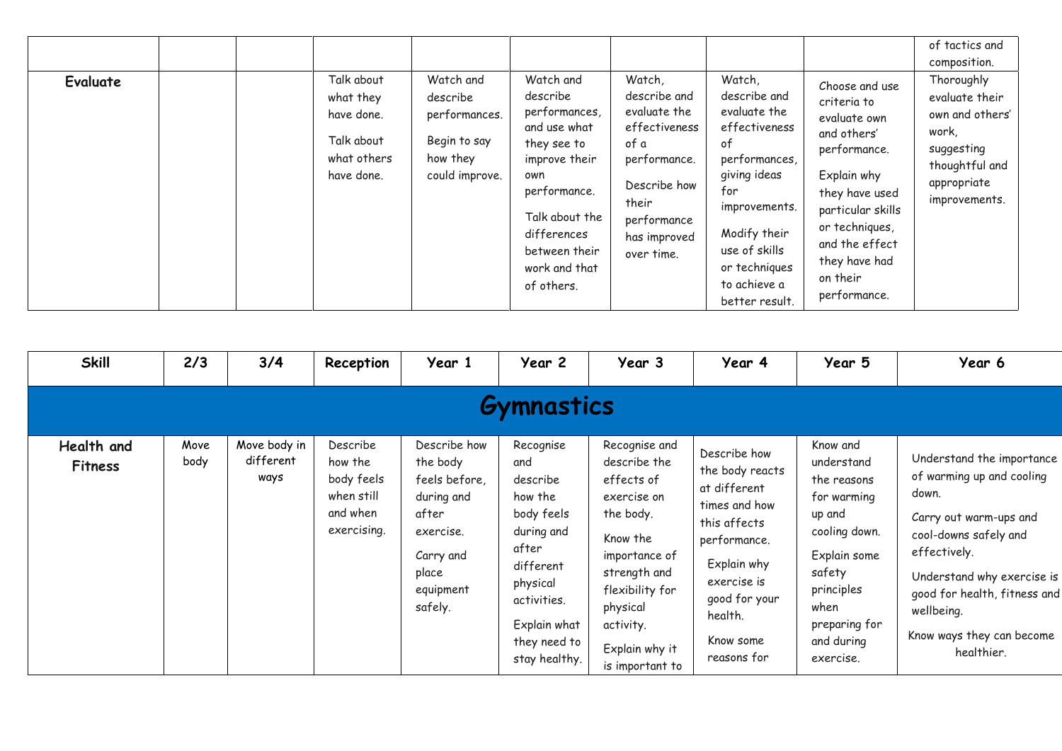| | | | | | | | | | | |
|---|---|---|---|---|---|---|---|---|---|---|
| | | | | | | | | | | of tactics and composition. |
| **Evaluate** | | | Talk about what they have done. Talk about what others have done. | Watch and describe performances. Begin to say how they could improve. | Watch and describe performances, and use what they see to improve their own performance. Talk about the differences between their work and that of others. | Watch, describe and evaluate the effectiveness of a performance. Describe how their performance has improved over time. | Watch, describe and evaluate the effectiveness of performances, giving ideas for improvements. Modify their use of skills or techniques to achieve a better result. | Choose and use criteria to evaluate own and others' performance. Explain why they have used particular skills or techniques, and the effect they have had on their performance. | Thoroughly evaluate their own and others' work, suggesting thoughtful and appropriate improvements. |

| Skill | 2/3 | 3/4 | Reception | Year 1 | Year 2 | Year 3 | Year 4 | Year 5 | Year 6 |
|---|---|---|---|---|---|---|---|---|---|
| **Gymnastics** | | | | | | | | | |
| **Health and Fitness** | Move body | Move body in different ways | Describe how the body feels when still and when exercising. | Describe how the body feels before, during and after exercise. Carry and place equipment safely. | Recognise and describe how the body feels during and after different physical activities. Explain what they need to stay healthy. | Recognise and describe the effects of exercise on the body. Know the importance of strength and flexibility for physical activity. Explain why it is important to | Describe how the body reacts at different times and how this affects performance. Explain why exercise is good for your health. Know some reasons for | Know and understand the reasons for warming up and cooling down. Explain some safety principles when preparing for and during exercise. | Understand the importance of warming up and cooling down. Carry out warm-ups and cool-downs safely and effectively. Understand why exercise is good for health, fitness and wellbeing. Know ways they can become healthier. |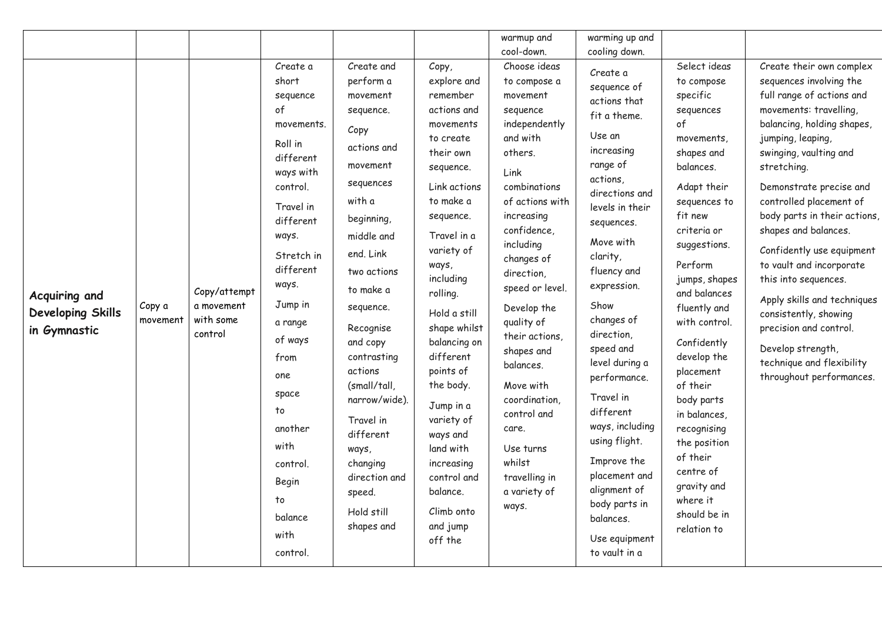| | | | | | | | | | |
|---|---|---|---|---|---|---|---|---|---|
| | | | | | | warmup and cool-down. | warming up and cooling down. | | |
| **Acquiring and Developing Skills in Gymnastic** | Copy a movement | Copy/attempt a movement with some control | Create a short sequence of movements. Roll in different ways with control. Travel in different ways. Stretch in different ways. Jump in a range of ways from one space to another with control. Begin to balance with control. | Create and perform a movement sequence. Copy actions and movement sequences with a beginning, middle and end. Link two actions to make a sequence. Recognise and copy contrasting actions (small/tall, narrow/wide). Travel in different ways, changing direction and speed. Hold still shapes and | Copy, explore and remember actions and movements to create their own sequence. Link actions to make a sequence. Travel in a variety of ways, including rolling. Hold a still shape whilst balancing on different points of the body. Jump in a variety of ways and land with increasing control and balance. Climb onto and jump off the | Choose ideas to compose a movement sequence independently and with others. Link combinations of actions with increasing confidence, including changes of direction, speed or level. Develop the quality of their actions, shapes and balances. Move with coordination, control and care. Use turns whilst travelling in a variety of ways. | Create a sequence of actions that fit a theme. Use an increasing range of actions, directions and levels in their sequences. Move with clarity, fluency and expression. Show changes of direction, speed and level during a performance. Travel in different ways, including using flight. Improve the placement and alignment of body parts in balances. Use equipment to vault in a | Select ideas to compose specific sequences of movements, shapes and balances. Adapt their sequences to fit new criteria or suggestions. Perform jumps, shapes and balances fluently and with control. Confidently develop the placement of their body parts in balances, recognising the position of their centre of gravity and where it should be in relation to | Create their own complex sequences involving the full range of actions and movements: travelling, balancing, holding shapes, jumping, leaping, swinging, vaulting and stretching. Demonstrate precise and controlled placement of body parts in their actions, shapes and balances. Confidently use equipment to vault and incorporate this into sequences. Apply skills and techniques consistently, showing precision and control. Develop strength, technique and flexibility throughout performances. |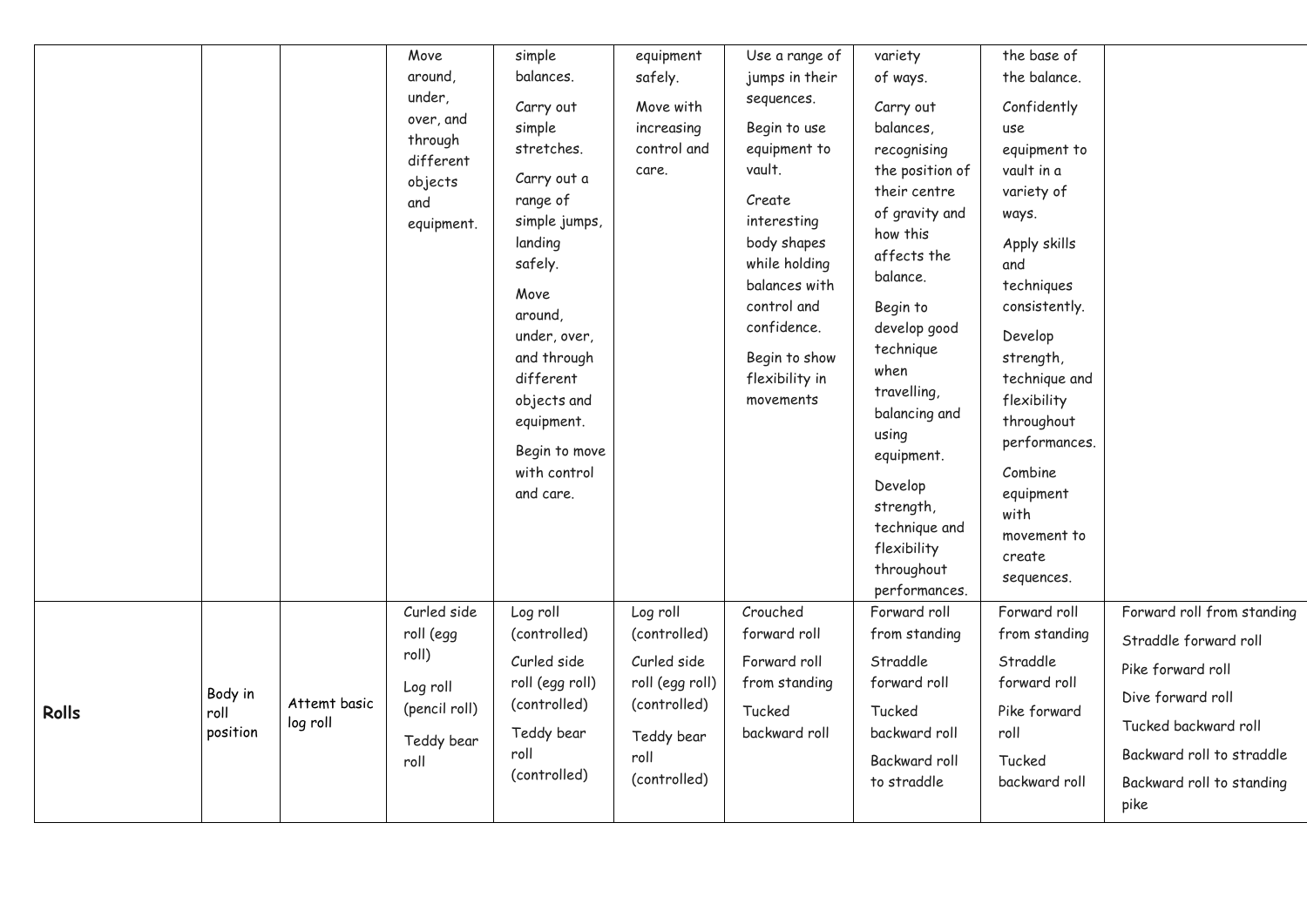|  |  |  | Move around, under, over, and through different objects and equipment. | simple balances.<br>Carry out simple stretches.<br>Carry out a range of simple jumps, landing safely.<br>Move around, under, over, and through different objects and equipment.<br>Begin to move with control and care. | equipment safely.<br>Move with increasing control and care. | Use a range of jumps in their sequences.<br>Begin to use equipment to vault.<br>Create interesting body shapes while holding balances with control and confidence.<br>Begin to show flexibility in movements | variety of ways.<br>Carry out balances, recognising the position of their centre of gravity and how this affects the balance.<br>Begin to develop good technique when travelling, balancing and using equipment.<br>Develop strength, technique and flexibility throughout performances. | the base of the balance.<br>Confidently use equipment to vault in a variety of ways.<br>Apply skills and techniques consistently.<br>Develop strength, technique and flexibility throughout performances.<br>Combine equipment with movement to create sequences. |  |
|---|---|---|---|---|---|---|---|---|---|
| **Rolls** | Body in roll position | Attemt basic log roll | Curled side roll (egg roll)<br>Log roll (pencil roll)<br>Teddy bear roll | Log roll (controlled)<br>Curled side roll (egg roll) (controlled)<br>Teddy bear roll (controlled) | Log roll (controlled)<br>Curled side roll (egg roll) (controlled)<br>Teddy bear roll (controlled) | Crouched forward roll<br>Forward roll from standing<br>Tucked backward roll | Forward roll from standing<br>Straddle forward roll<br>Tucked backward roll<br>Backward roll to straddle | Forward roll from standing<br>Straddle forward roll<br>Pike forward roll<br>Tucked backward roll | Forward roll from standing<br>Straddle forward roll<br>Pike forward roll<br>Dive forward roll<br>Tucked backward roll<br>Backward roll to straddle<br>Backward roll to standing pike |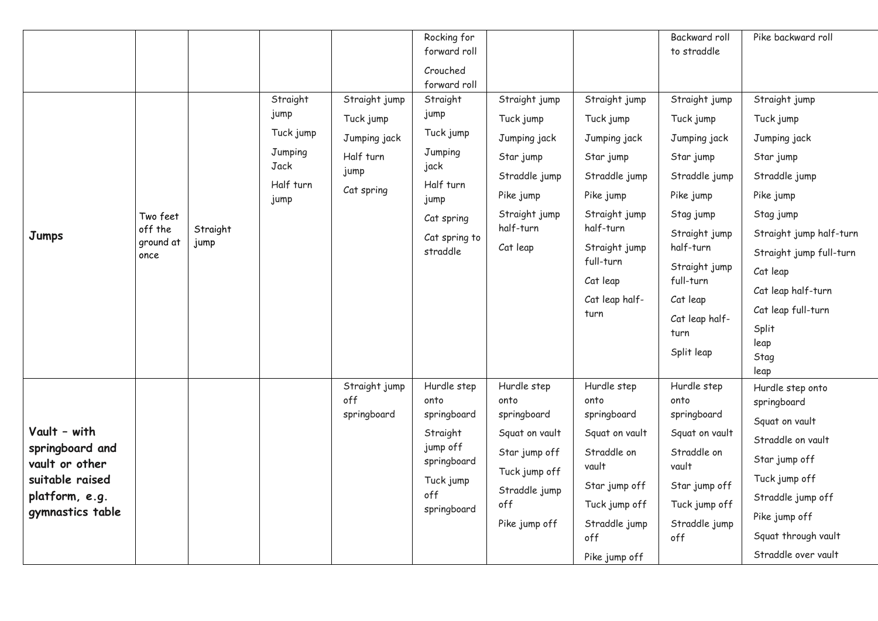| | | | | | | | | | |
|---|---|---|---|---|---|---|---|---|---|
| | | | | | Rocking for forward roll<br>Crouched forward roll | | | Backward roll to straddle | Pike backward roll |
| **Jumps** | Two feet off the ground at once | Straight jump | Straight jump<br>Tuck jump<br>Jumping Jack<br>Half turn jump | Straight jump<br>Tuck jump<br>Jumping jack<br>Half turn jump<br>Cat spring | Straight jump<br>Tuck jump<br>Jumping jack<br>Half turn jump<br>Cat spring<br>Cat spring to straddle | Straight jump<br>Tuck jump<br>Jumping jack<br>Star jump<br>Straddle jump<br>Pike jump<br>Straight jump half-turn<br>Cat leap | Straight jump<br>Tuck jump<br>Jumping jack<br>Star jump<br>Straddle jump<br>Pike jump<br>Straight jump half-turn<br>Straight jump full-turn<br>Cat leap<br>Cat leap half-turn | Straight jump<br>Tuck jump<br>Jumping jack<br>Star jump<br>Straddle jump<br>Pike jump<br>Stag jump<br>Straight jump half-turn<br>Straight jump full-turn<br>Cat leap<br>Cat leap half-turn<br>Split leap | Straight jump<br>Tuck jump<br>Jumping jack<br>Star jump<br>Straddle jump<br>Pike jump<br>Stag jump<br>Straight jump half-turn<br>Straight jump full-turn<br>Cat leap<br>Cat leap half-turn<br>Cat leap full-turn<br>Split leap<br>Stag leap |
| **Vault – with springboard and vault or other suitable raised platform, e.g. gymnastics table** | | | | Straight jump off springboard | Hurdle step onto springboard<br>Straight jump off springboard<br>Tuck jump off springboard | Hurdle step onto springboard<br>Squat on vault<br>Star jump off<br>Tuck jump off<br>Straddle jump off<br>Pike jump off | Hurdle step onto springboard<br>Squat on vault<br>Straddle on vault<br>Star jump off<br>Tuck jump off<br>Straddle jump off<br>Pike jump off | Hurdle step onto springboard<br>Squat on vault<br>Straddle on vault<br>Star jump off<br>Tuck jump off<br>Straddle jump off | Hurdle step onto springboard<br>Squat on vault<br>Straddle on vault<br>Star jump off<br>Tuck jump off<br>Straddle jump off<br>Pike jump off<br>Squat through vault<br>Straddle over vault |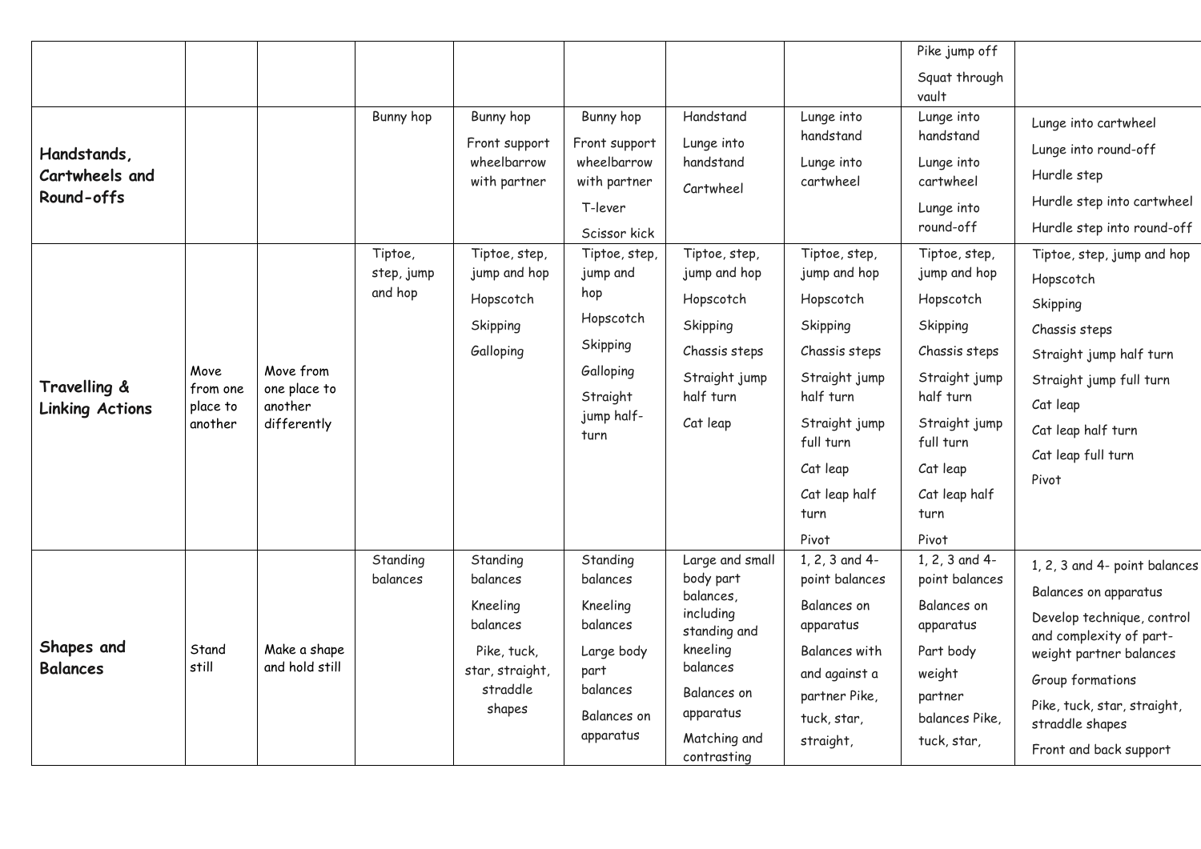| | | | | | | | | | |
|---|---|---|---|---|---|---|---|---|---|
| | | | | | | | | Pike jump off<br>Squat through vault | |
| **Handstands, Cartwheels and Round-offs** | | | Bunny hop | Bunny hop<br>Front support wheelbarrow with partner | Bunny hop<br>Front support wheelbarrow with partner<br>T-lever<br>Scissor kick | Handstand<br>Lunge into handstand<br>Cartwheel | Lunge into handstand<br>Lunge into cartwheel | Lunge into handstand<br>Lunge into cartwheel<br>Lunge into round-off | Lunge into cartwheel<br>Lunge into round-off<br>Hurdle step<br>Hurdle step into cartwheel<br>Hurdle step into round-off |
| **Travelling & Linking Actions** | Move from one place to another | Move from one place to another differently | Tiptoe, step, jump and hop | Tiptoe, step, jump and hop<br>Hopscotch<br>Skipping<br>Galloping | Tiptoe, step, jump and hop<br>Hopscotch<br>Skipping<br>Galloping<br>Straight jump half-turn | Tiptoe, step, jump and hop<br>Hopscotch<br>Skipping<br>Chassis steps<br>Straight jump half turn<br>Cat leap | Tiptoe, step, jump and hop<br>Hopscotch<br>Skipping<br>Chassis steps<br>Straight jump half turn<br>Straight jump full turn<br>Cat leap<br>Cat leap half turn<br>Pivot | Tiptoe, step, jump and hop<br>Hopscotch<br>Skipping<br>Chassis steps<br>Straight jump half turn<br>Straight jump full turn<br>Cat leap<br>Cat leap half turn<br>Pivot | Tiptoe, step, jump and hop<br>Hopscotch<br>Skipping<br>Chassis steps<br>Straight jump half turn<br>Straight jump full turn<br>Cat leap<br>Cat leap half turn<br>Cat leap full turn<br>Pivot |
| **Shapes and Balances** | Stand still | Make a shape and hold still | Standing balances | Standing balances<br>Kneeling balances<br>Pike, tuck, star, straight, straddle shapes | Standing balances<br>Kneeling balances<br>Large body part balances<br>Balances on apparatus | Large and small body part balances, including standing and kneeling balances<br>Balances on apparatus<br>Matching and contrasting | 1, 2, 3 and 4-point balances<br>Balances on apparatus<br>Balances with and against a partner Pike, tuck, star, straight, | 1, 2, 3 and 4-point balances<br>Balances on apparatus<br>Part body weight partner balances Pike, tuck, star, | 1, 2, 3 and 4- point balances<br>Balances on apparatus<br>Develop technique, control and complexity of part-weight partner balances<br>Group formations<br>Pike, tuck, star, straight, straddle shapes<br>Front and back support |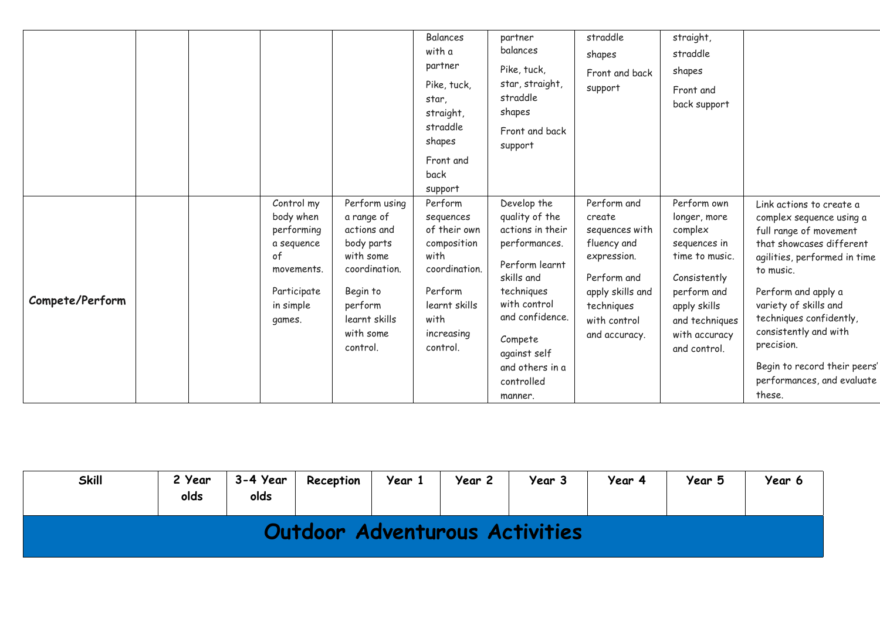| | | | | | | | | | |
|---|---|---|---|---|---|---|---|---|---|
| | | | | | Balances with a partner<br><br>Pike, tuck, star, straight, straddle shapes<br><br>Front and back support | partner balances<br><br>Pike, tuck, star, straight, straddle shapes<br><br>Front and back support | straddle shapes<br><br>Front and back support | straight, straddle shapes<br><br>Front and back support | |
| **Compete/Perform** | | | Control my body when performing a sequence of movements.<br><br>Participate in simple games. | Perform using a range of actions and body parts with some coordination.<br><br>Begin to perform learnt skills with some control. | Perform sequences of their own composition with coordination.<br><br>Perform learnt skills with increasing control. | Develop the quality of the actions in their performances.<br><br>Perform learnt skills and techniques with control and confidence.<br><br>Compete against self and others in a controlled manner. | Perform and create sequences with fluency and expression.<br><br>Perform and apply skills and techniques with control and accuracy. | Perform own longer, more complex sequences in time to music.<br><br>Consistently perform and apply skills and techniques with accuracy and control. | Link actions to create a complex sequence using a full range of movement that showcases different agilities, performed in time to music.<br><br>Perform and apply a variety of skills and techniques confidently, consistently and with precision.<br><br>Begin to record their peers' performances, and evaluate these. |

| Skill | 2 Year olds | 3-4 Year olds | Reception | Year 1 | Year 2 | Year 3 | Year 4 | Year 5 | Year 6 |
|---|---|---|---|---|---|---|---|---|---|
| **Outdoor Adventurous Activities** | | | | | | | | | |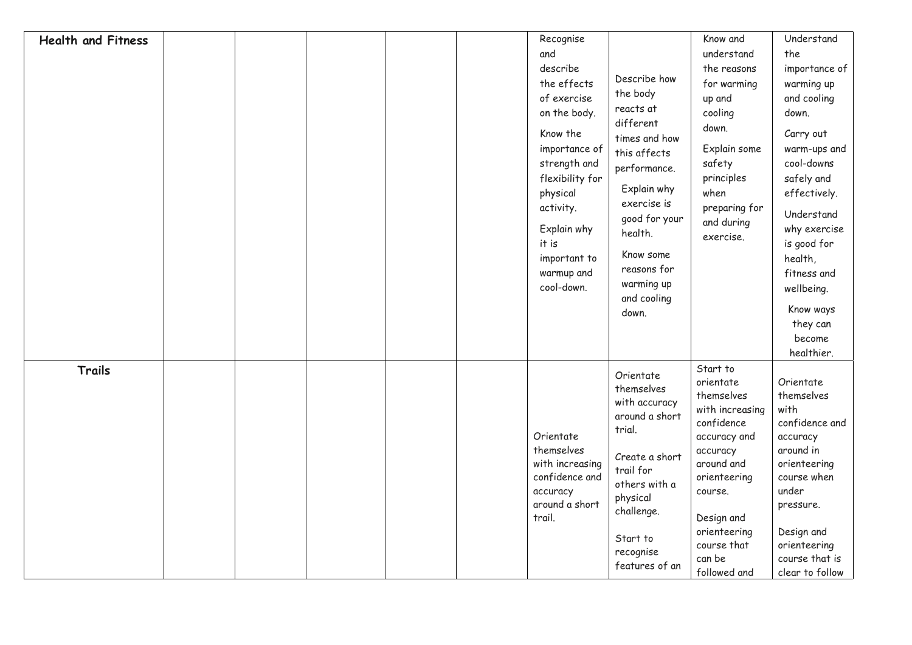| | | | | | | | | | |
|---|---|---|---|---|---|---|---|---|---|
| **Health and Fitness** | | | | | | Recognise and describe the effects of exercise on the body. Know the importance of strength and flexibility for physical activity. Explain why it is important to warmup and cool-down. | Describe how the body reacts at different times and how this affects performance. Explain why exercise is good for your health. Know some reasons for warming up and cooling down. | Know and understand the reasons for warming up and cooling down. Explain some safety principles when preparing for and during exercise. | Understand the importance of warming up and cooling down. Carry out warm-ups and cool-downs safely and effectively. Understand why exercise is good for health, fitness and wellbeing. Know ways they can become healthier. |
| **Trails** | | | | | | Orientate themselves with increasing confidence and accuracy around a short trail. | Orientate themselves with accuracy around a short trial. Create a short trail for others with a physical challenge. Start to recognise features of an | Start to orientate themselves with increasing confidence accuracy and accuracy around and orienteering course. Design and orienteering course that can be followed and | Orientate themselves with confidence and accuracy around in orienteering course when under pressure. Design and orienteering course that is clear to follow |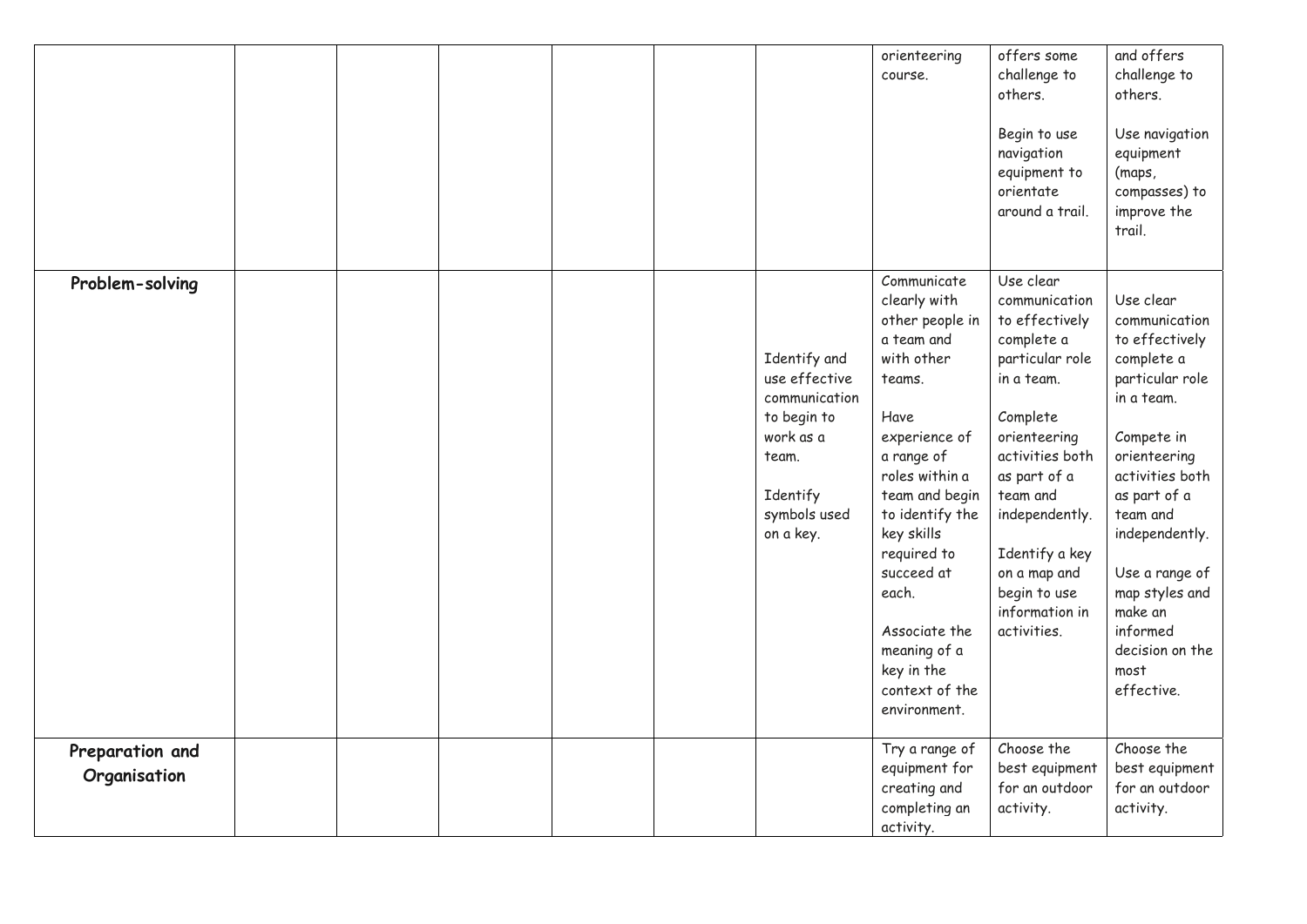| | | | | | | | | | |
|---|---|---|---|---|---|---|---|---|---|
| | | | | | | | orienteering course. | offers some challenge to others.<br><br>Begin to use navigation equipment to orientate around a trail. | and offers challenge to others.<br><br>Use navigation equipment (maps, compasses) to improve the trail. |
| **Problem-solving** | | | | | | Identify and use effective communication to begin to work as a team.<br><br>Identify symbols used on a key. | Communicate clearly with other people in a team and with other teams.<br><br>Have experience of a range of roles within a team and begin to identify the key skills required to succeed at each.<br><br>Associate the meaning of a key in the context of the environment. | Use clear communication to effectively complete a particular role in a team.<br><br>Complete orienteering activities both as part of a team and independently.<br><br>Identify a key on a map and begin to use information in activities. | Use clear communication to effectively complete a particular role in a team.<br><br>Compete in orienteering activities both as part of a team and independently.<br><br>Use a range of map styles and make an informed decision on the most effective. |
| **Preparation and Organisation** | | | | | | | Try a range of equipment for creating and completing an activity. | Choose the best equipment for an outdoor activity. | Choose the best equipment for an outdoor activity. |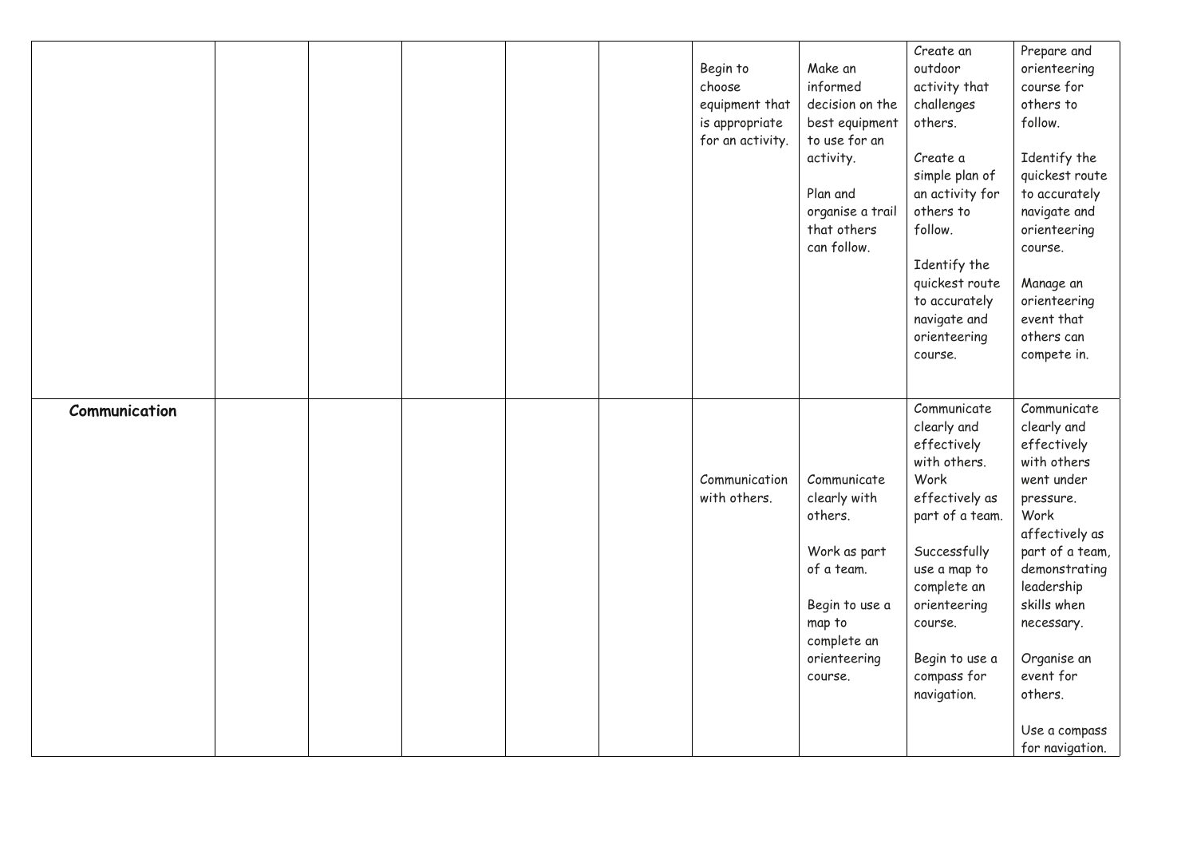| | | | | | | | | | |
|---|---|---|---|---|---|---|---|---|---|
| | | | | | | Begin to choose equipment that is appropriate for an activity. | Make an informed decision on the best equipment to use for an activity.<br><br>Plan and organise a trail that others can follow. | Create an outdoor activity that challenges others.<br><br>Create a simple plan of an activity for others to follow.<br><br>Identify the quickest route to accurately navigate and orienteering course. | Prepare and orienteering course for others to follow.<br><br>Identify the quickest route to accurately navigate and orienteering course.<br><br>Manage an orienteering event that others can compete in. |
| **Communication** | | | | | | Communication with others. | Communicate clearly with others.<br><br>Work as part of a team.<br><br>Begin to use a map to complete an orienteering course. | Communicate clearly and effectively with others. Work effectively as part of a team.<br><br>Successfully use a map to complete an orienteering course.<br><br>Begin to use a compass for navigation. | Communicate clearly and effectively with others went under pressure. Work affectively as part of a team, demonstrating leadership skills when necessary.<br><br>Organise an event for others.<br><br>Use a compass for navigation. |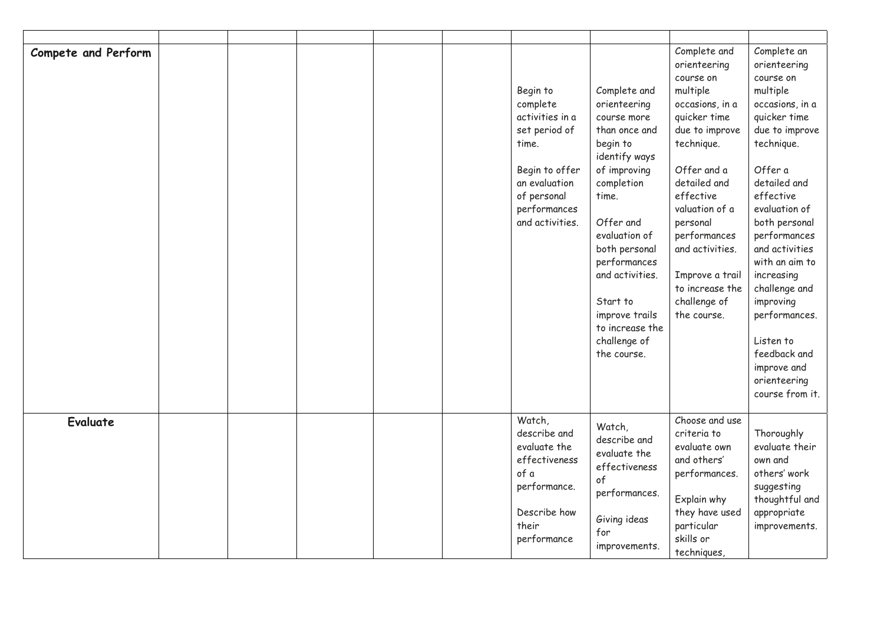| | | | | | | | | | |
|---|---|---|---|---|---|---|---|---|---|
| **Compete and Perform** | | | | | | Begin to complete activities in a set period of time.<br><br>Begin to offer an evaluation of personal performances and activities. | Complete and orienteering course more than once and begin to identify ways of improving completion time.<br><br>Offer and evaluation of both personal performances and activities.<br><br>Start to improve trails to increase the challenge of the course. | Complete and orienteering course on multiple occasions, in a quicker time due to improve technique.<br><br>Offer and a detailed and effective valuation of a personal performances and activities.<br><br>Improve a trail to increase the challenge of the course. | Complete an orienteering course on multiple occasions, in a quicker time due to improve technique.<br><br>Offer a detailed and effective evaluation of both personal performances and activities with an aim to increasing challenge and improving performances.<br><br>Listen to feedback and improve and orienteering course from it. |
| **Evaluate** | | | | | | Watch, describe and evaluate the effectiveness of a performance.<br><br>Describe how their performance | Watch, describe and evaluate the effectiveness of performances.<br><br>Giving ideas for improvements. | Choose and use criteria to evaluate own and others' performances.<br><br>Explain why they have used particular skills or techniques, | Thoroughly evaluate their own and others' work suggesting thoughtful and appropriate improvements. |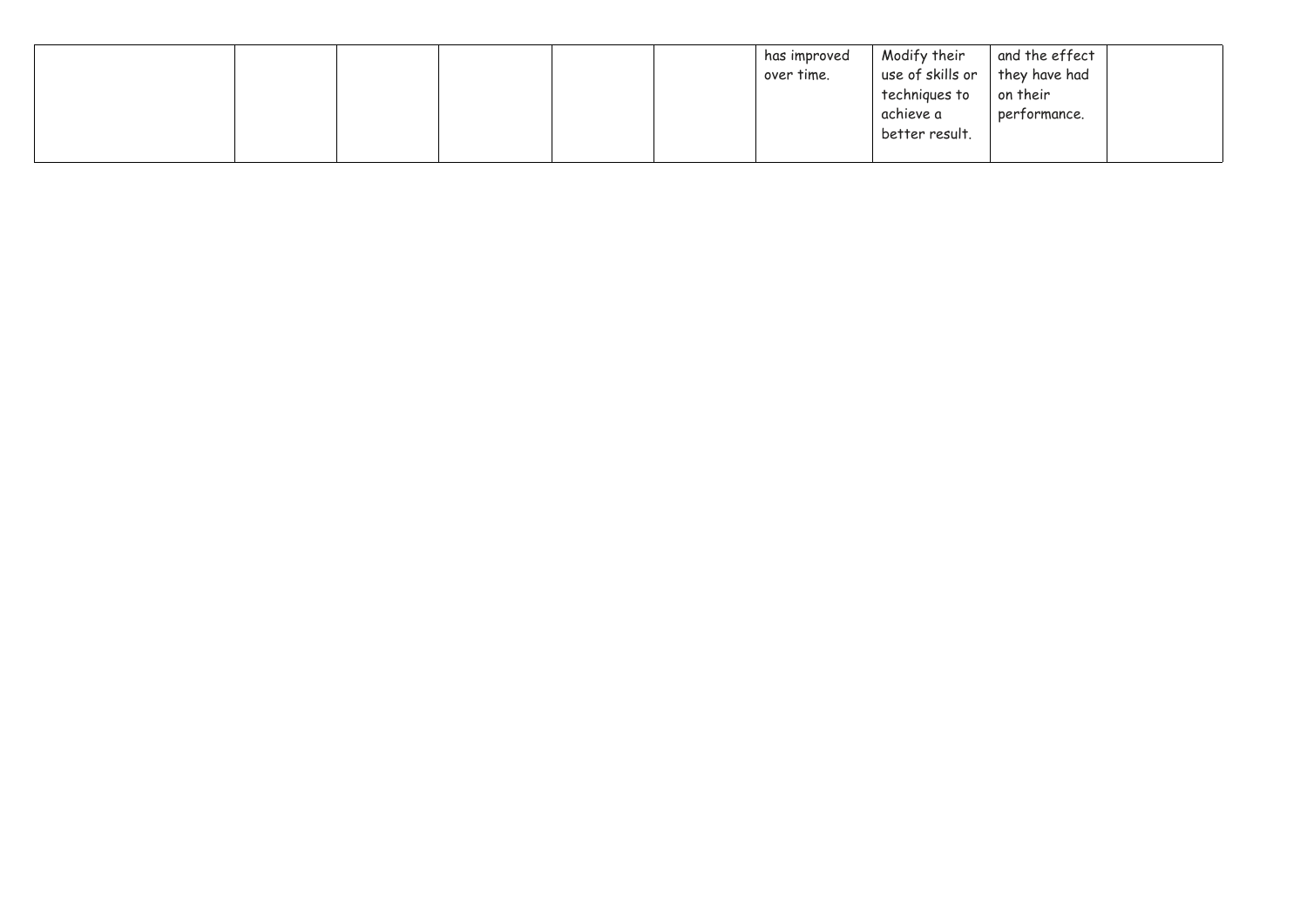| | | | | | | | | | |
|---|---|---|---|---|---|---|---|---|---|
| | | | | | | has improved over time. | Modify their use of skills or techniques to achieve a better result. | and the effect they have had on their performance. | |